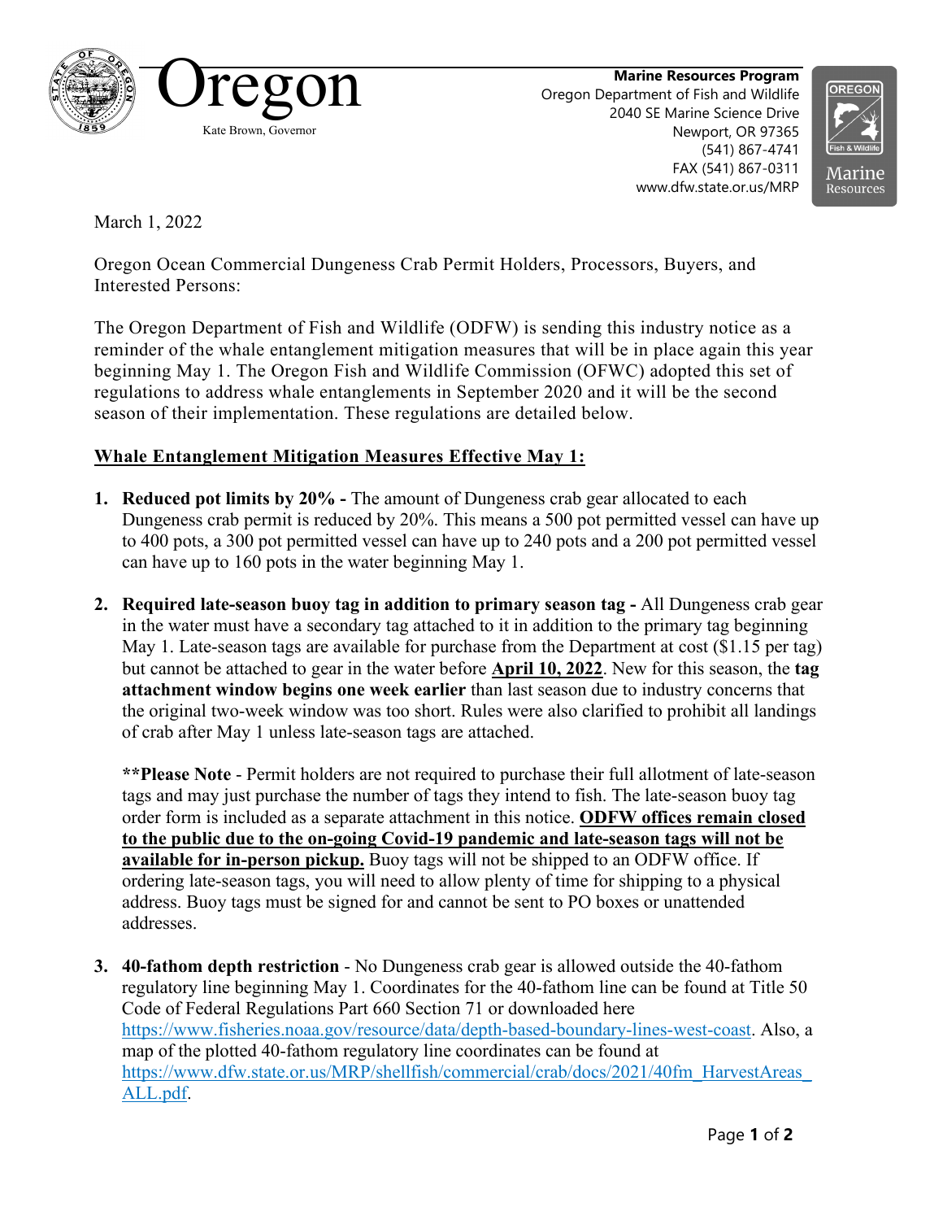Oregon

Kate Brown, Governor

**Marine Resources Program**
Oregon Department of Fish and Wildlife
2040 SE Marine Science Drive
Newport, OR 97365
(541) 867-4741
FAX (541) 867-0311
www.dfw.state.or.us/MRP

March 1, 2022

Oregon Ocean Commercial Dungeness Crab Permit Holders, Processors, Buyers, and Interested Persons:

The Oregon Department of Fish and Wildlife (ODFW) is sending this industry notice as a reminder of the whale entanglement mitigation measures that will be in place again this year beginning May 1. The Oregon Fish and Wildlife Commission (OFWC) adopted this set of regulations to address whale entanglements in September 2020 and it will be the second season of their implementation. These regulations are detailed below.

**Whale Entanglement Mitigation Measures Effective May 1:**

1. **Reduced pot limits by 20% -** The amount of Dungeness crab gear allocated to each Dungeness crab permit is reduced by 20%. This means a 500 pot permitted vessel can have up to 400 pots, a 300 pot permitted vessel can have up to 240 pots and a 200 pot permitted vessel can have up to 160 pots in the water beginning May 1.

2. **Required late-season buoy tag in addition to primary season tag -** All Dungeness crab gear in the water must have a secondary tag attached to it in addition to the primary tag beginning May 1. Late-season tags are available for purchase from the Department at cost ($1.15 per tag) but cannot be attached to gear in the water before **April 10, 2022**. New for this season, the **tag attachment window begins one week earlier** than last season due to industry concerns that the original two-week window was too short. Rules were also clarified to prohibit all landings of crab after May 1 unless late-season tags are attached.

   ****Please Note** - Permit holders are not required to purchase their full allotment of late-season tags and may just purchase the number of tags they intend to fish. The late-season buoy tag order form is included as a separate attachment in this notice. **ODFW offices remain closed to the public due to the on-going Covid-19 pandemic and late-season tags will not be available for in-person pickup.** Buoy tags will not be shipped to an ODFW office. If ordering late-season tags, you will need to allow plenty of time for shipping to a physical address. Buoy tags must be signed for and cannot be sent to PO boxes or unattended addresses.

3. **40-fathom depth restriction** - No Dungeness crab gear is allowed outside the 40-fathom regulatory line beginning May 1. Coordinates for the 40-fathom line can be found at Title 50 Code of Federal Regulations Part 660 Section 71 or downloaded here https://www.fisheries.noaa.gov/resource/data/depth-based-boundary-lines-west-coast. Also, a map of the plotted 40-fathom regulatory line coordinates can be found at https://www.dfw.state.or.us/MRP/shellfish/commercial/crab/docs/2021/40fm_HarvestAreas_ALL.pdf.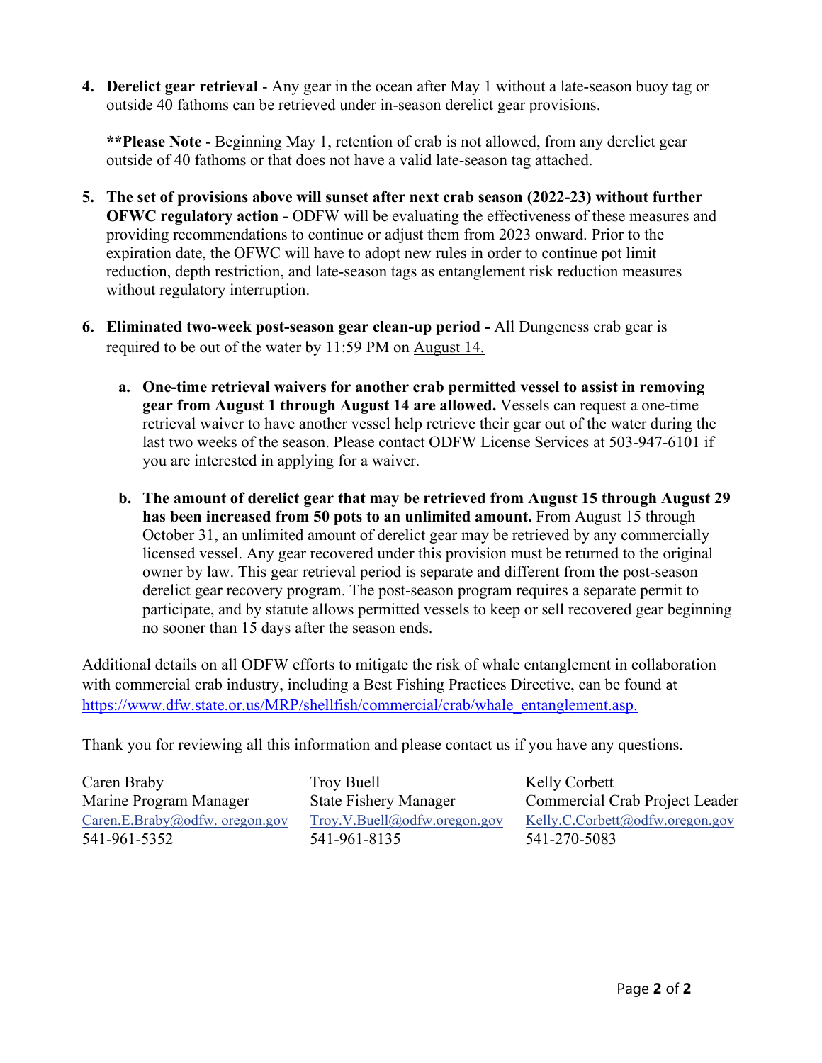4. **Derelict gear retrieval** - Any gear in the ocean after May 1 without a late-season buoy tag or outside 40 fathoms can be retrieved under in-season derelict gear provisions.

   ****Please Note** - Beginning May 1, retention of crab is not allowed, from any derelict gear outside of 40 fathoms or that does not have a valid late-season tag attached.

5. **The set of provisions above will sunset after next crab season (2022-23) without further OFWC regulatory action -** ODFW will be evaluating the effectiveness of these measures and providing recommendations to continue or adjust them from 2023 onward. Prior to the expiration date, the OFWC will have to adopt new rules in order to continue pot limit reduction, depth restriction, and late-season tags as entanglement risk reduction measures without regulatory interruption.

6. **Eliminated two-week post-season gear clean-up period -** All Dungeness crab gear is required to be out of the water by 11:59 PM on August 14.

   a. **One-time retrieval waivers for another crab permitted vessel to assist in removing gear from August 1 through August 14 are allowed.** Vessels can request a one-time retrieval waiver to have another vessel help retrieve their gear out of the water during the last two weeks of the season. Please contact ODFW License Services at 503-947-6101 if you are interested in applying for a waiver.

   b. **The amount of derelict gear that may be retrieved from August 15 through August 29 has been increased from 50 pots to an unlimited amount.** From August 15 through October 31, an unlimited amount of derelict gear may be retrieved by any commercially licensed vessel. Any gear recovered under this provision must be returned to the original owner by law. This gear retrieval period is separate and different from the post-season derelict gear recovery program. The post-season program requires a separate permit to participate, and by statute allows permitted vessels to keep or sell recovered gear beginning no sooner than 15 days after the season ends.

Additional details on all ODFW efforts to mitigate the risk of whale entanglement in collaboration with commercial crab industry, including a Best Fishing Practices Directive, can be found at https://www.dfw.state.or.us/MRP/shellfish/commercial/crab/whale_entanglement.asp.

Thank you for reviewing all this information and please contact us if you have any questions.

Caren Braby
Marine Program Manager
Caren.E.Braby@odfw. oregon.gov
541-961-5352

Troy Buell
State Fishery Manager
Troy.V.Buell@odfw.oregon.gov
541-961-8135

Kelly Corbett
Commercial Crab Project Leader
Kelly.C.Corbett@odfw.oregon.gov
541-270-5083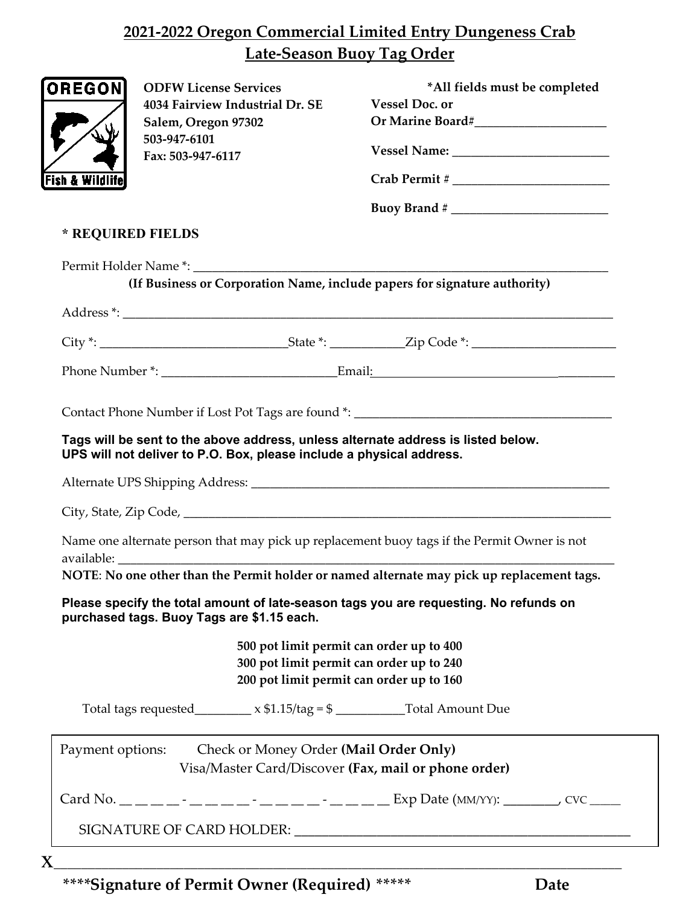# 2021-2022 Oregon Commercial Limited Entry Dungeness Crab Late-Season Buoy Tag Order

**ODFW License Services**
**4034 Fairview Industrial Dr. SE**
**Salem, Oregon 97302**
**503-947-6101**
**Fax: 503-947-6117**

**\*All fields must be completed**

**Vessel Doc. or Or Marine Board#**____________________

**Vessel Name:** ________________________

**Crab Permit #** ________________________

**Buoy Brand #** ________________________

**\* REQUIRED FIELDS**

Permit Holder Name \*: ______________________________________________________________

**(If Business or Corporation Name, include papers for signature authority)**

Address \*: ______________________________________________________________________

City \*: ____________________________State \*: ___________Zip Code \*: ____________________

Phone Number \*: __________________________Email:___________________________________

Contact Phone Number if Lost Pot Tags are found \*: ______________________________________

**Tags will be sent to the above address, unless alternate address is listed below. UPS will not deliver to P.O. Box, please include a physical address.**

Alternate UPS Shipping Address: ____________________________________________________

City, State, Zip Code, ____________________________________________________________

Name one alternate person that may pick up replacement buoy tags if the Permit Owner is not available: ________________________________________________________________________

**NOTE**: **No one other than the Permit holder or named alternate may pick up replacement tags.**

**Please specify the total amount of late-season tags you are requesting. No refunds on purchased tags. Buoy Tags are $1.15 each.**

**500 pot limit permit can order up to 400**
**300 pot limit permit can order up to 240**
**200 pot limit permit can order up to 160**

Total tags requested________ x $1.15/tag = $ __________Total Amount Due

Payment options: Check or Money Order **(Mail Order Only)**
Visa/Master Card/Discover **(Fax, mail or phone order)**

Card No. __ __ __ __ - __ __ __ __ - __ __ __ __ - __ __ __ __ Exp Date (MM/YY): ________, CVC _____

SIGNATURE OF CARD HOLDER: ______________________________________________

X___________________________________________________________________________

**\*\*\*\*Signature of Permit Owner (Required) \*\*\*\*\*** **Date**